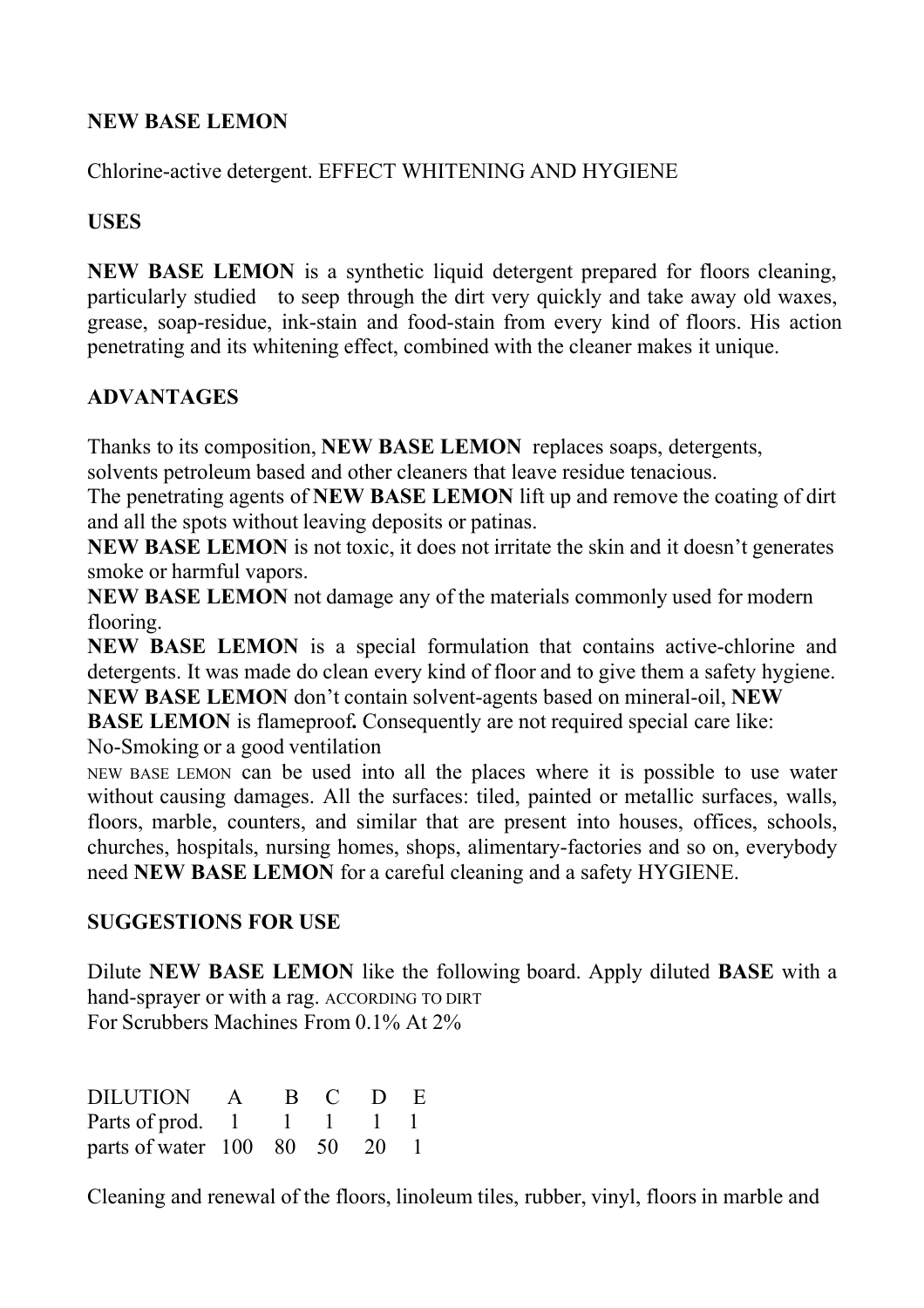**NEW BASE LEMON**

Chlorine-active detergent. EFFECT WHITENING AND HYGIENE

**USES**

**NEW BASE LEMON** is a synthetic liquid detergent prepared for floors cleaning, particularly studied to seep through the dirt very quickly and take away old waxes, grease, soap-residue, ink-stain and food-stain from every kind of floors. His action penetrating and its whitening effect, combined with the cleaner makes it unique.

**ADVANTAGES**

Thanks to its composition, **NEW BASE LEMON** replaces soaps, detergents, solvents petroleum based and other cleaners that leave residue tenacious.
The penetrating agents of **NEW BASE LEMON** lift up and remove the coating of dirt and all the spots without leaving deposits or patinas.
**NEW BASE LEMON** is not toxic, it does not irritate the skin and it doesn't generates smoke or harmful vapors.
**NEW BASE LEMON** not damage any of the materials commonly used for modern flooring.
**NEW BASE LEMON** is a special formulation that contains active-chlorine and detergents. It was made do clean every kind of floor and to give them a safety hygiene.
**NEW BASE LEMON** don't contain solvent-agents based on mineral-oil, **NEW BASE LEMON** is flameproof**.** Consequently are not required special care like:
No-Smoking or a good ventilation
NEW BASE LEMON can be used into all the places where it is possible to use water without causing damages. All the surfaces: tiled, painted or metallic surfaces, walls, floors, marble, counters, and similar that are present into houses, offices, schools, churches, hospitals, nursing homes, shops, alimentary-factories and so on, everybody need **NEW BASE LEMON** for a careful cleaning and a safety HYGIENE.

**SUGGESTIONS FOR USE**

Dilute **NEW BASE LEMON** like the following board. Apply diluted **BASE** with a hand-sprayer or with a rag. ACCORDING TO DIRT
For Scrubbers Machines From 0.1% At 2%

| DILUTION | A | B | C | D | E |
|---|---|---|---|---|---|
| Parts of prod. | 1 | 1 | 1 | 1 | 1 |
| parts of water | 100 | 80 | 50 | 20 | 1 |

Cleaning and renewal of the floors, linoleum tiles, rubber, vinyl, floors in marble and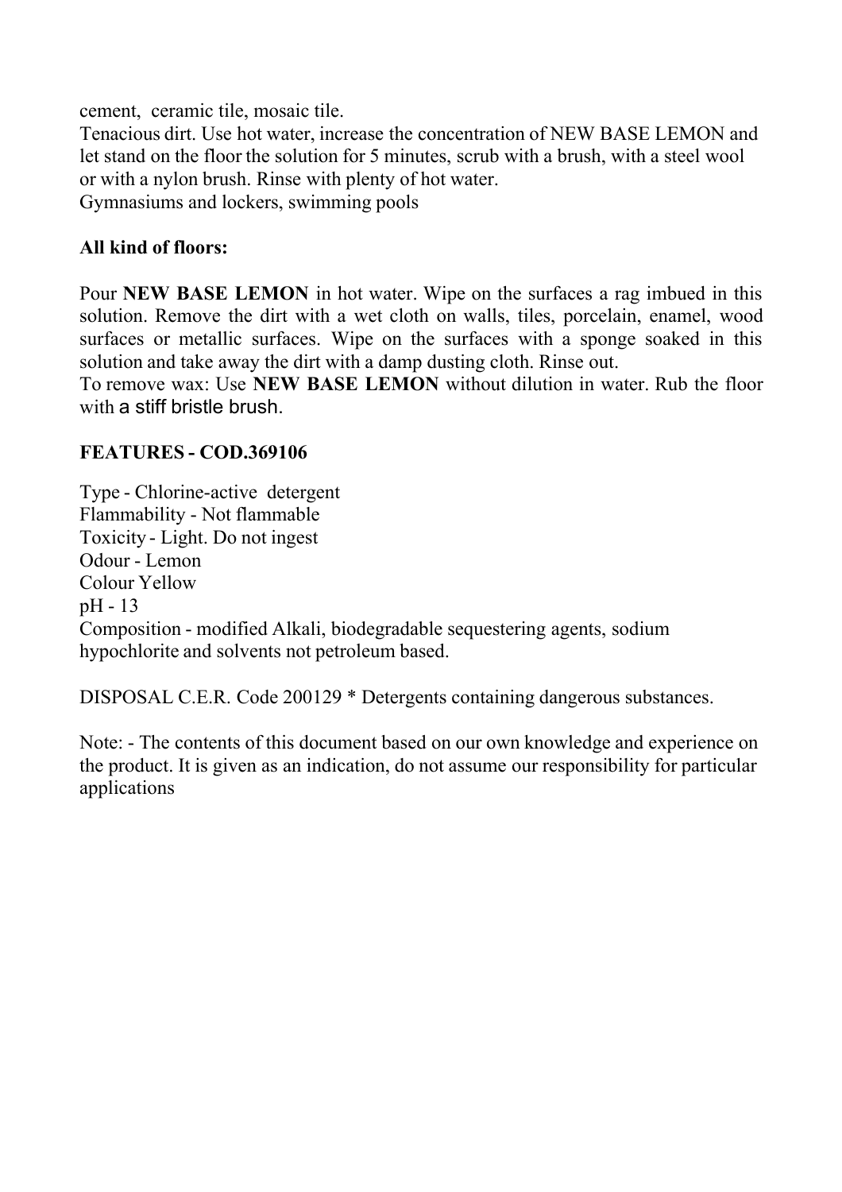cement, ceramic tile, mosaic tile.
Tenacious dirt. Use hot water, increase the concentration of NEW BASE LEMON and let stand on the floor the solution for 5 minutes, scrub with a brush, with a steel wool or with a nylon brush. Rinse with plenty of hot water.
Gymnasiums and lockers, swimming pools

**All kind of floors:**

Pour **NEW BASE LEMON** in hot water. Wipe on the surfaces a rag imbued in this solution. Remove the dirt with a wet cloth on walls, tiles, porcelain, enamel, wood surfaces or metallic surfaces. Wipe on the surfaces with a sponge soaked in this solution and take away the dirt with a damp dusting cloth. Rinse out.
To remove wax: Use **NEW BASE LEMON** without dilution in water. Rub the floor with a stiff bristle brush.

**FEATURES - COD.369106**

Type - Chlorine-active detergent
Flammability - Not flammable
Toxicity - Light. Do not ingest
Odour - Lemon
Colour Yellow
pH - 13
Composition - modified Alkali, biodegradable sequestering agents, sodium hypochlorite and solvents not petroleum based.

DISPOSAL C.E.R. Code 200129 * Detergents containing dangerous substances.

Note: - The contents of this document based on our own knowledge and experience on the product. It is given as an indication, do not assume our responsibility for particular applications